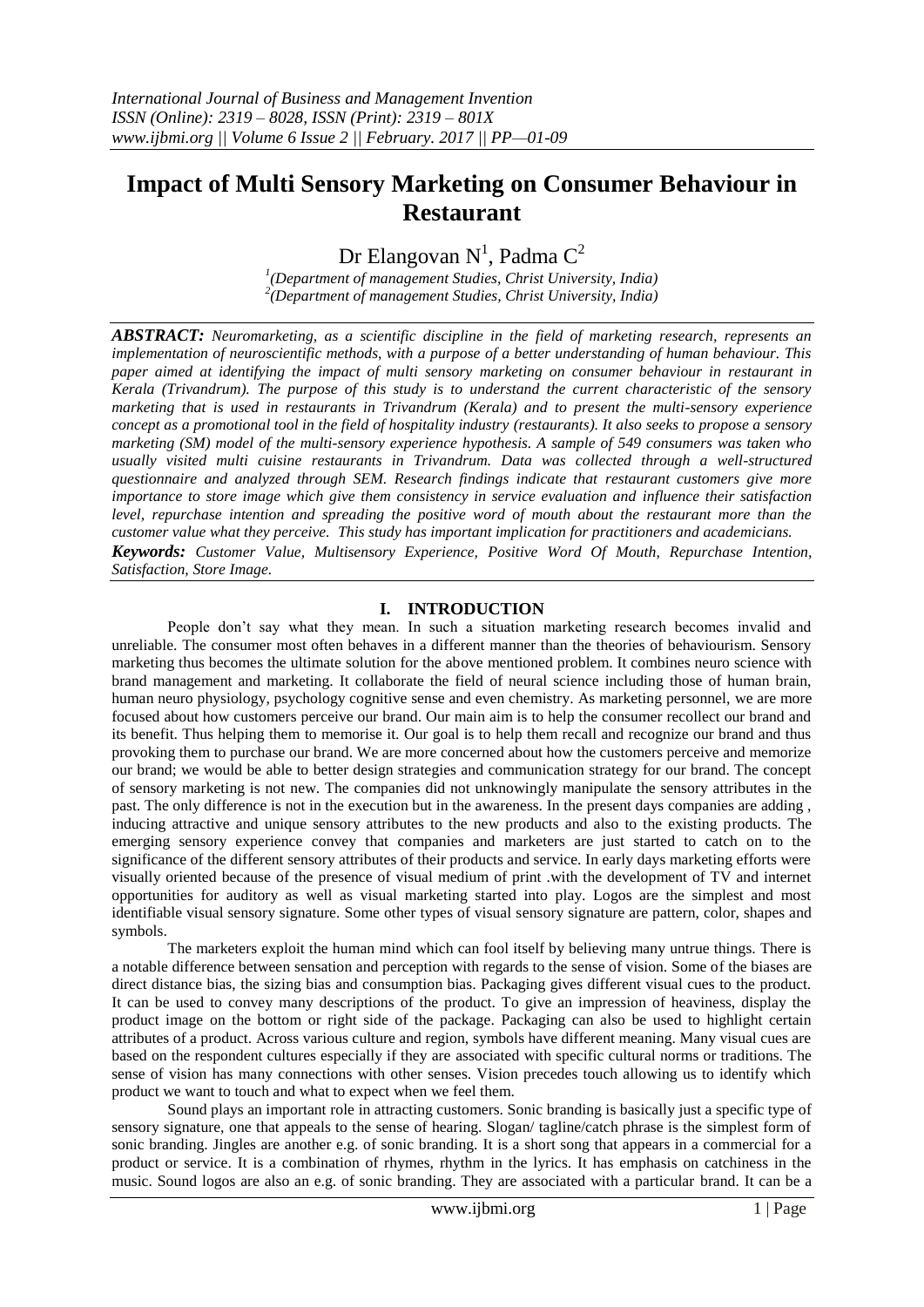# Impact of Multi Sensory Marketing on Consumer Behaviour in Restaurant

Dr Elangovan N[1], Padma C[2]

[1](Department of management Studies, Christ University, India)
[2](Department of management Studies, Christ University, India)

***ABSTRACT:*** *Neuromarketing, as a scientific discipline in the field of marketing research, represents an implementation of neuroscientific methods, with a purpose of a better understanding of human behaviour. This paper aimed at identifying the impact of multi sensory marketing on consumer behaviour in restaurant in Kerala (Trivandrum). The purpose of this study is to understand the current characteristic of the sensory marketing that is used in restaurants in Trivandrum (Kerala) and to present the multi-sensory experience concept as a promotional tool in the field of hospitality industry (restaurants). It also seeks to propose a sensory marketing (SM) model of the multi-sensory experience hypothesis. A sample of 549 consumers was taken who usually visited multi cuisine restaurants in Trivandrum. Data was collected through a well-structured questionnaire and analyzed through SEM. Research findings indicate that restaurant customers give more importance to store image which give them consistency in service evaluation and influence their satisfaction level, repurchase intention and spreading the positive word of mouth about the restaurant more than the customer value what they perceive. This study has important implication for practitioners and academicians.*

***Keywords:*** *Customer Value, Multisensory Experience, Positive Word Of Mouth, Repurchase Intention, Satisfaction, Store Image.*

## I. INTRODUCTION

People don't say what they mean. In such a situation marketing research becomes invalid and unreliable. The consumer most often behaves in a different manner than the theories of behaviourism. Sensory marketing thus becomes the ultimate solution for the above mentioned problem. It combines neuro science with brand management and marketing. It collaborate the field of neural science including those of human brain, human neuro physiology, psychology cognitive sense and even chemistry. As marketing personnel, we are more focused about how customers perceive our brand. Our main aim is to help the consumer recollect our brand and its benefit. Thus helping them to memorise it. Our goal is to help them recall and recognize our brand and thus provoking them to purchase our brand. We are more concerned about how the customers perceive and memorize our brand; we would be able to better design strategies and communication strategy for our brand. The concept of sensory marketing is not new. The companies did not unknowingly manipulate the sensory attributes in the past. The only difference is not in the execution but in the awareness. In the present days companies are adding , inducing attractive and unique sensory attributes to the new products and also to the existing products. The emerging sensory experience convey that companies and marketers are just started to catch on to the significance of the different sensory attributes of their products and service. In early days marketing efforts were visually oriented because of the presence of visual medium of print .with the development of TV and internet opportunities for auditory as well as visual marketing started into play. Logos are the simplest and most identifiable visual sensory signature. Some other types of visual sensory signature are pattern, color, shapes and symbols.

The marketers exploit the human mind which can fool itself by believing many untrue things. There is a notable difference between sensation and perception with regards to the sense of vision. Some of the biases are direct distance bias, the sizing bias and consumption bias. Packaging gives different visual cues to the product. It can be used to convey many descriptions of the product. To give an impression of heaviness, display the product image on the bottom or right side of the package. Packaging can also be used to highlight certain attributes of a product. Across various culture and region, symbols have different meaning. Many visual cues are based on the respondent cultures especially if they are associated with specific cultural norms or traditions. The sense of vision has many connections with other senses. Vision precedes touch allowing us to identify which product we want to touch and what to expect when we feel them.

Sound plays an important role in attracting customers. Sonic branding is basically just a specific type of sensory signature, one that appeals to the sense of hearing. Slogan/ tagline/catch phrase is the simplest form of sonic branding. Jingles are another e.g. of sonic branding. It is a short song that appears in a commercial for a product or service. It is a combination of rhymes, rhythm in the lyrics. It has emphasis on catchiness in the music. Sound logos are also an e.g. of sonic branding. They are associated with a particular brand. It can be a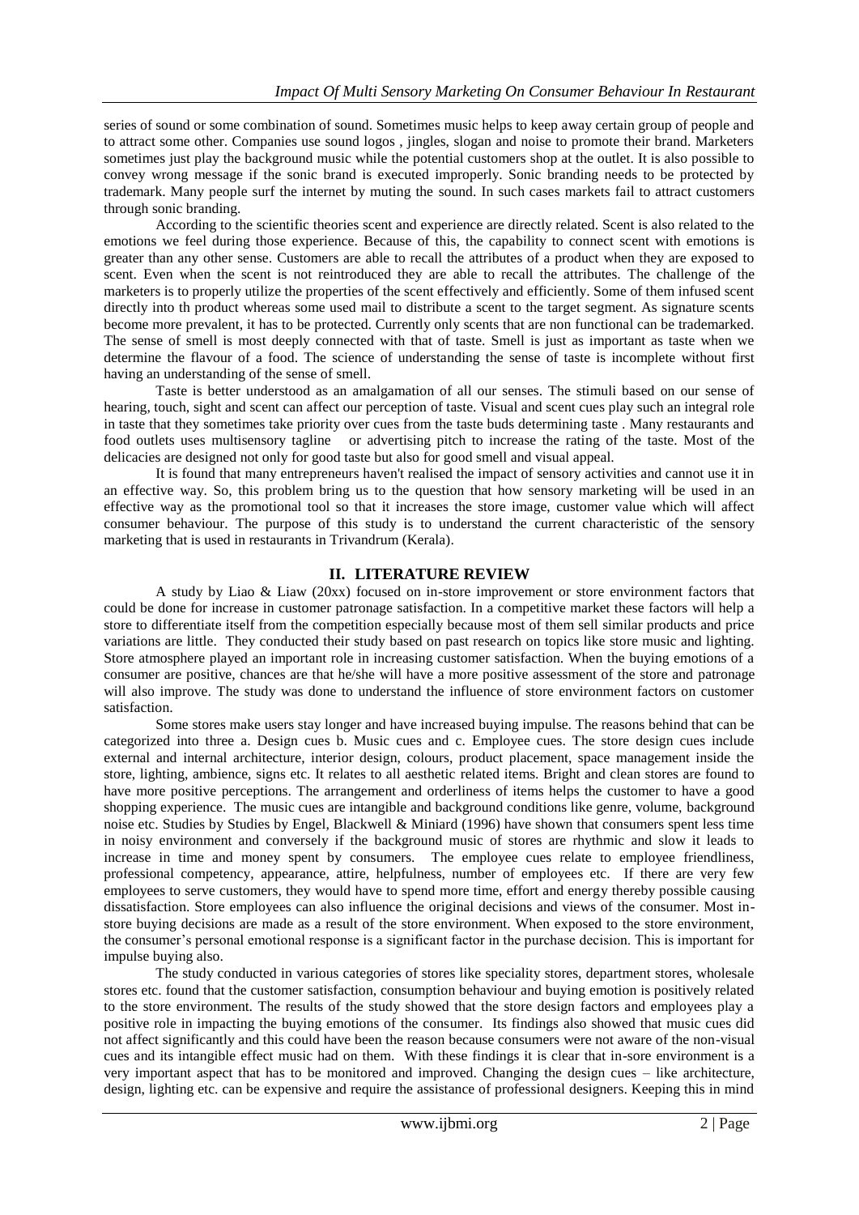series of sound or some combination of sound. Sometimes music helps to keep away certain group of people and to attract some other. Companies use sound logos , jingles, slogan and noise to promote their brand. Marketers sometimes just play the background music while the potential customers shop at the outlet. It is also possible to convey wrong message if the sonic brand is executed improperly. Sonic branding needs to be protected by trademark. Many people surf the internet by muting the sound. In such cases markets fail to attract customers through sonic branding.

According to the scientific theories scent and experience are directly related. Scent is also related to the emotions we feel during those experience. Because of this, the capability to connect scent with emotions is greater than any other sense. Customers are able to recall the attributes of a product when they are exposed to scent. Even when the scent is not reintroduced they are able to recall the attributes. The challenge of the marketers is to properly utilize the properties of the scent effectively and efficiently. Some of them infused scent directly into th product whereas some used mail to distribute a scent to the target segment. As signature scents become more prevalent, it has to be protected. Currently only scents that are non functional can be trademarked. The sense of smell is most deeply connected with that of taste. Smell is just as important as taste when we determine the flavour of a food. The science of understanding the sense of taste is incomplete without first having an understanding of the sense of smell.

Taste is better understood as an amalgamation of all our senses. The stimuli based on our sense of hearing, touch, sight and scent can affect our perception of taste. Visual and scent cues play such an integral role in taste that they sometimes take priority over cues from the taste buds determining taste . Many restaurants and food outlets uses multisensory tagline or advertising pitch to increase the rating of the taste. Most of the delicacies are designed not only for good taste but also for good smell and visual appeal.

It is found that many entrepreneurs haven't realised the impact of sensory activities and cannot use it in an effective way. So, this problem bring us to the question that how sensory marketing will be used in an effective way as the promotional tool so that it increases the store image, customer value which will affect consumer behaviour. The purpose of this study is to understand the current characteristic of the sensory marketing that is used in restaurants in Trivandrum (Kerala).

## II. LITERATURE REVIEW

A study by Liao & Liaw (20xx) focused on in-store improvement or store environment factors that could be done for increase in customer patronage satisfaction. In a competitive market these factors will help a store to differentiate itself from the competition especially because most of them sell similar products and price variations are little. They conducted their study based on past research on topics like store music and lighting. Store atmosphere played an important role in increasing customer satisfaction. When the buying emotions of a consumer are positive, chances are that he/she will have a more positive assessment of the store and patronage will also improve. The study was done to understand the influence of store environment factors on customer satisfaction.

Some stores make users stay longer and have increased buying impulse. The reasons behind that can be categorized into three a. Design cues b. Music cues and c. Employee cues. The store design cues include external and internal architecture, interior design, colours, product placement, space management inside the store, lighting, ambience, signs etc. It relates to all aesthetic related items. Bright and clean stores are found to have more positive perceptions. The arrangement and orderliness of items helps the customer to have a good shopping experience. The music cues are intangible and background conditions like genre, volume, background noise etc. Studies by Studies by Engel, Blackwell & Miniard (1996) have shown that consumers spent less time in noisy environment and conversely if the background music of stores are rhythmic and slow it leads to increase in time and money spent by consumers. The employee cues relate to employee friendliness, professional competency, appearance, attire, helpfulness, number of employees etc. If there are very few employees to serve customers, they would have to spend more time, effort and energy thereby possible causing dissatisfaction. Store employees can also influence the original decisions and views of the consumer. Most in-store buying decisions are made as a result of the store environment. When exposed to the store environment, the consumer's personal emotional response is a significant factor in the purchase decision. This is important for impulse buying also.

The study conducted in various categories of stores like speciality stores, department stores, wholesale stores etc. found that the customer satisfaction, consumption behaviour and buying emotion is positively related to the store environment. The results of the study showed that the store design factors and employees play a positive role in impacting the buying emotions of the consumer. Its findings also showed that music cues did not affect significantly and this could have been the reason because consumers were not aware of the non-visual cues and its intangible effect music had on them. With these findings it is clear that in-sore environment is a very important aspect that has to be monitored and improved. Changing the design cues – like architecture, design, lighting etc. can be expensive and require the assistance of professional designers. Keeping this in mind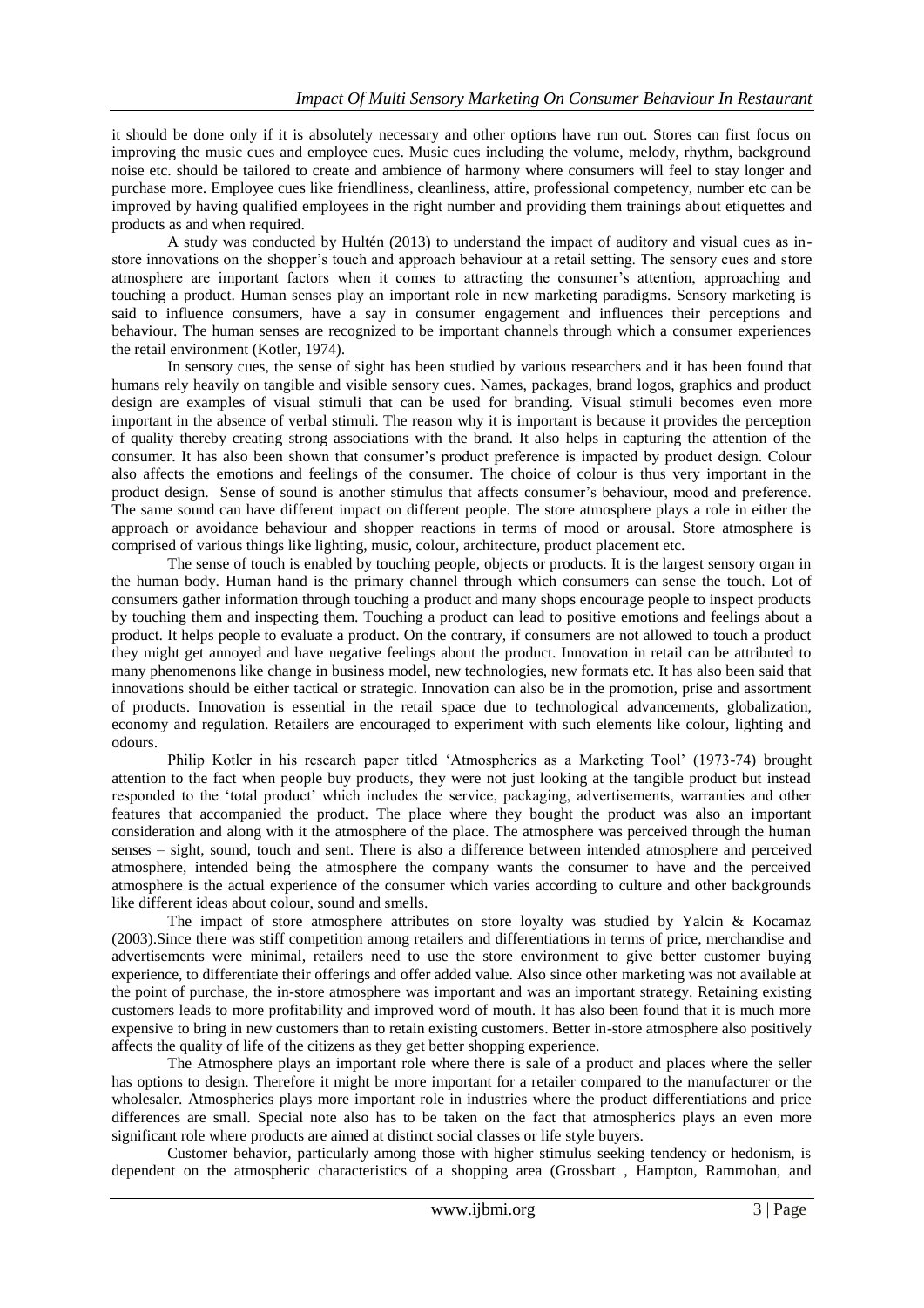it should be done only if it is absolutely necessary and other options have run out. Stores can first focus on improving the music cues and employee cues. Music cues including the volume, melody, rhythm, background noise etc. should be tailored to create and ambience of harmony where consumers will feel to stay longer and purchase more. Employee cues like friendliness, cleanliness, attire, professional competency, number etc can be improved by having qualified employees in the right number and providing them trainings about etiquettes and products as and when required.

A study was conducted by Hultén (2013) to understand the impact of auditory and visual cues as in-store innovations on the shopper's touch and approach behaviour at a retail setting. The sensory cues and store atmosphere are important factors when it comes to attracting the consumer's attention, approaching and touching a product. Human senses play an important role in new marketing paradigms. Sensory marketing is said to influence consumers, have a say in consumer engagement and influences their perceptions and behaviour. The human senses are recognized to be important channels through which a consumer experiences the retail environment (Kotler, 1974).

In sensory cues, the sense of sight has been studied by various researchers and it has been found that humans rely heavily on tangible and visible sensory cues. Names, packages, brand logos, graphics and product design are examples of visual stimuli that can be used for branding. Visual stimuli becomes even more important in the absence of verbal stimuli. The reason why it is important is because it provides the perception of quality thereby creating strong associations with the brand. It also helps in capturing the attention of the consumer. It has also been shown that consumer's product preference is impacted by product design. Colour also affects the emotions and feelings of the consumer. The choice of colour is thus very important in the product design. Sense of sound is another stimulus that affects consumer's behaviour, mood and preference. The same sound can have different impact on different people. The store atmosphere plays a role in either the approach or avoidance behaviour and shopper reactions in terms of mood or arousal. Store atmosphere is comprised of various things like lighting, music, colour, architecture, product placement etc.

The sense of touch is enabled by touching people, objects or products. It is the largest sensory organ in the human body. Human hand is the primary channel through which consumers can sense the touch. Lot of consumers gather information through touching a product and many shops encourage people to inspect products by touching them and inspecting them. Touching a product can lead to positive emotions and feelings about a product. It helps people to evaluate a product. On the contrary, if consumers are not allowed to touch a product they might get annoyed and have negative feelings about the product. Innovation in retail can be attributed to many phenomenons like change in business model, new technologies, new formats etc. It has also been said that innovations should be either tactical or strategic. Innovation can also be in the promotion, prise and assortment of products. Innovation is essential in the retail space due to technological advancements, globalization, economy and regulation. Retailers are encouraged to experiment with such elements like colour, lighting and odours.

Philip Kotler in his research paper titled 'Atmospherics as a Marketing Tool' (1973-74) brought attention to the fact when people buy products, they were not just looking at the tangible product but instead responded to the 'total product' which includes the service, packaging, advertisements, warranties and other features that accompanied the product. The place where they bought the product was also an important consideration and along with it the atmosphere of the place. The atmosphere was perceived through the human senses – sight, sound, touch and sent. There is also a difference between intended atmosphere and perceived atmosphere, intended being the atmosphere the company wants the consumer to have and the perceived atmosphere is the actual experience of the consumer which varies according to culture and other backgrounds like different ideas about colour, sound and smells.

The impact of store atmosphere attributes on store loyalty was studied by Yalcin & Kocamaz (2003).Since there was stiff competition among retailers and differentiations in terms of price, merchandise and advertisements were minimal, retailers need to use the store environment to give better customer buying experience, to differentiate their offerings and offer added value. Also since other marketing was not available at the point of purchase, the in-store atmosphere was important and was an important strategy. Retaining existing customers leads to more profitability and improved word of mouth. It has also been found that it is much more expensive to bring in new customers than to retain existing customers. Better in-store atmosphere also positively affects the quality of life of the citizens as they get better shopping experience.

The Atmosphere plays an important role where there is sale of a product and places where the seller has options to design. Therefore it might be more important for a retailer compared to the manufacturer or the wholesaler. Atmospherics plays more important role in industries where the product differentiations and price differences are small. Special note also has to be taken on the fact that atmospherics plays an even more significant role where products are aimed at distinct social classes or life style buyers.

Customer behavior, particularly among those with higher stimulus seeking tendency or hedonism, is dependent on the atmospheric characteristics of a shopping area (Grossbart , Hampton, Rammohan, and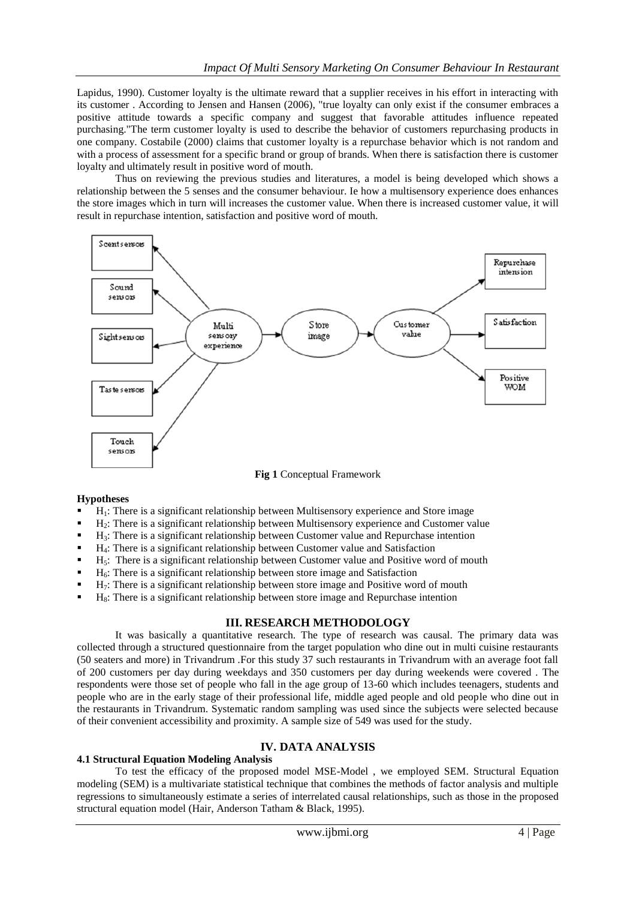Lapidus, 1990). Customer loyalty is the ultimate reward that a supplier receives in his effort in interacting with its customer . According to Jensen and Hansen (2006), "true loyalty can only exist if the consumer embraces a positive attitude towards a specific company and suggest that favorable attitudes influence repeated purchasing."The term customer loyalty is used to describe the behavior of customers repurchasing products in one company. Costabile (2000) claims that customer loyalty is a repurchase behavior which is not random and with a process of assessment for a specific brand or group of brands. When there is satisfaction there is customer loyalty and ultimately result in positive word of mouth.

Thus on reviewing the previous studies and literatures, a model is being developed which shows a relationship between the 5 senses and the consumer behaviour. Ie how a multisensory experience does enhances the store images which in turn will increases the customer value. When there is increased customer value, it will result in repurchase intention, satisfaction and positive word of mouth.

**Fig 1** Conceptual Framework

**Hypotheses**

- $H_1$: There is a significant relationship between Multisensory experience and Store image
- $H_2$: There is a significant relationship between Multisensory experience and Customer value
- $H_3$: There is a significant relationship between Customer value and Repurchase intention
- $H_4$: There is a significant relationship between Customer value and Satisfaction
- $H_5$: There is a significant relationship between Customer value and Positive word of mouth
- $H_6$: There is a significant relationship between store image and Satisfaction
- $H_7$: There is a significant relationship between store image and Positive word of mouth
- $H_8$: There is a significant relationship between store image and Repurchase intention

## III. RESEARCH METHODOLOGY

It was basically a quantitative research. The type of research was causal. The primary data was collected through a structured questionnaire from the target population who dine out in multi cuisine restaurants (50 seaters and more) in Trivandrum .For this study 37 such restaurants in Trivandrum with an average foot fall of 200 customers per day during weekdays and 350 customers per day during weekends were covered . The respondents were those set of people who fall in the age group of 13-60 which includes teenagers, students and people who are in the early stage of their professional life, middle aged people and old people who dine out in the restaurants in Trivandrum. Systematic random sampling was used since the subjects were selected because of their convenient accessibility and proximity. A sample size of 549 was used for the study.

## IV. DATA ANALYSIS

### 4.1 Structural Equation Modeling Analysis

To test the efficacy of the proposed model MSE-Model , we employed SEM. Structural Equation modeling (SEM) is a multivariate statistical technique that combines the methods of factor analysis and multiple regressions to simultaneously estimate a series of interrelated causal relationships, such as those in the proposed structural equation model (Hair, Anderson Tatham & Black, 1995).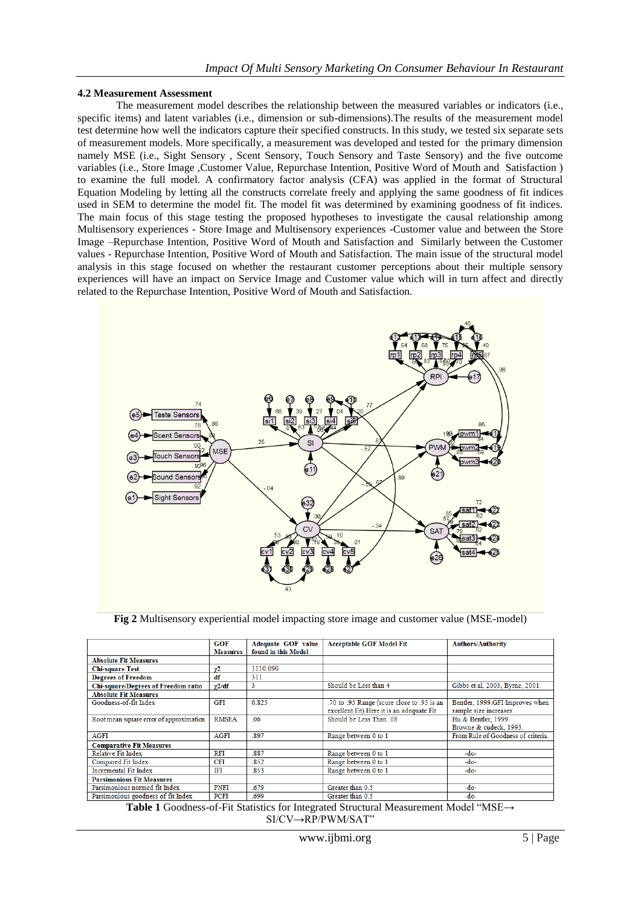### 4.2 Measurement Assessment

The measurement model describes the relationship between the measured variables or indicators (i.e., specific items) and latent variables (i.e., dimension or sub-dimensions).The results of the measurement model test determine how well the indicators capture their specified constructs. In this study, we tested six separate sets of measurement models. More specifically, a measurement was developed and tested for the primary dimension namely MSE (i.e., Sight Sensory , Scent Sensory, Touch Sensory and Taste Sensory) and the five outcome variables (i.e., Store Image ,Customer Value, Repurchase Intention, Positive Word of Mouth and Satisfaction ) to examine the full model. A confirmatory factor analysis (CFA) was applied in the format of Structural Equation Modeling by letting all the constructs correlate freely and applying the same goodness of fit indices used in SEM to determine the model fit. The model fit was determined by examining goodness of fit indices. The main focus of this stage testing the proposed hypotheses to investigate the causal relationship among Multisensory experiences - Store Image and Multisensory experiences -Customer value and between the Store Image –Repurchase Intention, Positive Word of Mouth and Satisfaction and Similarly between the Customer values - Repurchase Intention, Positive Word of Mouth and Satisfaction. The main issue of the structural model analysis in this stage focused on whether the restaurant customer perceptions about their multiple sensory experiences will have an impact on Service Image and Customer value which will in turn affect and directly related to the Repurchase Intention, Positive Word of Mouth and Satisfaction.

**Fig 2** Multisensory experiential model impacting store image and customer value (MSE-model)

| | GOF Measures | Adequate GOF value found in this Model | Acceptable GOF Model Fit | Authors/Authority |
|---|---|---|---|---|
| **Absolute Fit Measures** | | | | |
| **Chi-square Test** | $\chi 2$ | 1110.090 | | |
| **Degrees of Freedom** | df | 311 | | |
| **Chi-square/Degrees of Freedom ratio** | $\chi 2$/df | 3 | Should be Less than 4 | Gibbs et al, 2003, Byrne, 2001. |
| **Absolute Fit Measures** | | | | |
| Goodness-of-fit Index | GFI | 0.825 | .70 to .95 Range (score close to .95 is an excellent Fit).Here it is an adequate Fit | Bender, 1999.GFI Improves when sample size increases. |
| Root mean square error of approximation | RMSEA | .06 | Should be Less Than .08 | Hu & Bentler, 1999. Browne & cudeck, 1993. |
| AGFI | AGFI | .897 | Range between 0 to 1 | From Rule of Goodness of criteria. |
| **Comparative Fit Measures** | | | | |
| Relative Fit Index | RFI | .887 | Range between 0 to 1 | -do- |
| Compared Fit Index | CFI | .852 | Range between 0 to 1 | -do- |
| Incremental Fit Index | IFI | .853 | Range between 0 to 1 | -do- |
| **Parsimonious Fit Measures** | | | | |
| Parsimonious normed fit Index | PNFI | .679 | Greater than 0.5 | -do- |
| Parsimonious goodness of fit Index | PCFI | .699 | Greater than 0.5 | -do- |

**Table 1** Goodness-of-Fit Statistics for Integrated Structural Measurement Model "MSE→ SI/CV→RP/PWM/SAT"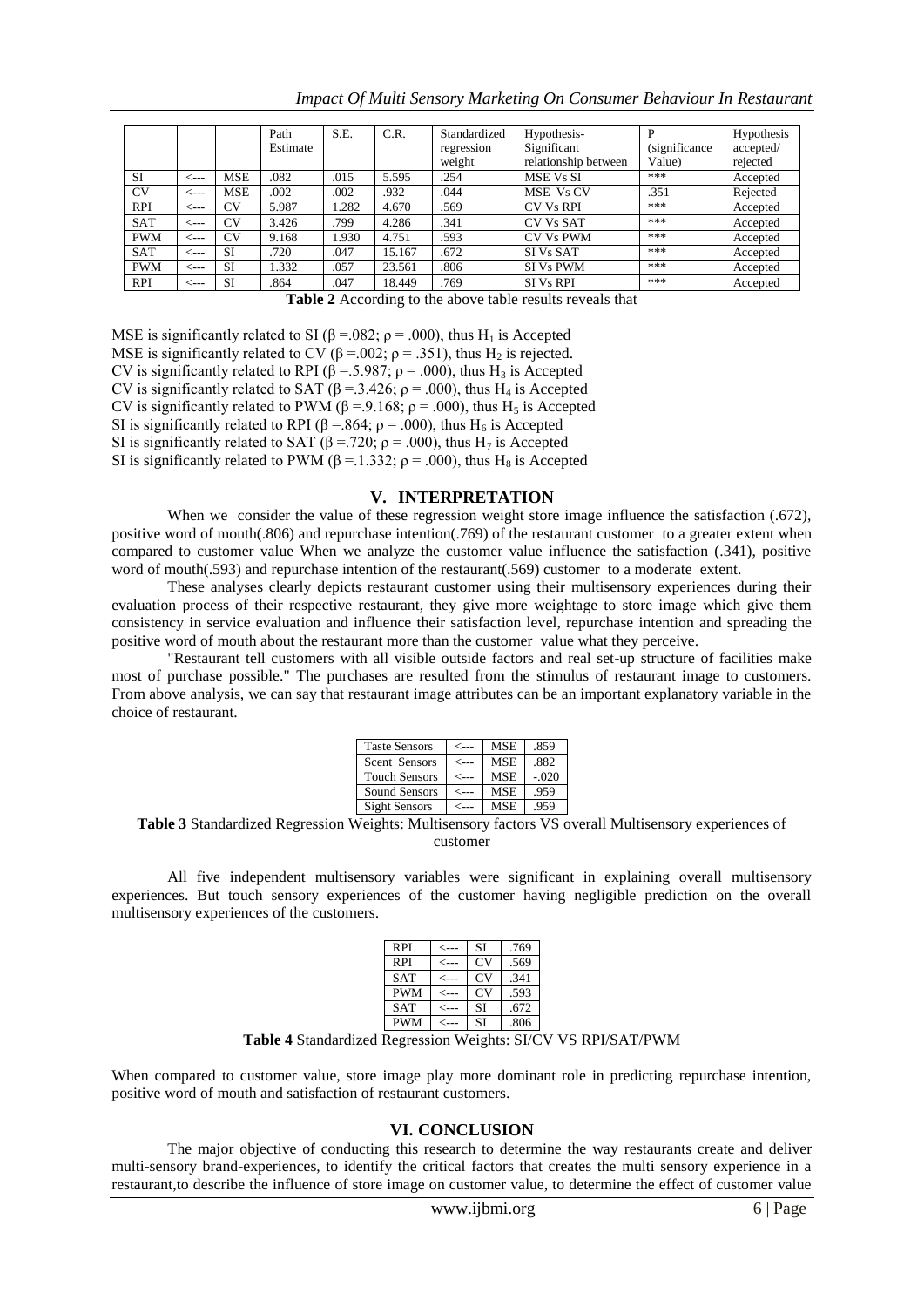|  |  |  | Path Estimate | S.E. | C.R. | Standardized regression weight | Hypothesis-Significant relationship between | P (significance Value) | Hypothesis accepted/ rejected |
|---|---|---|---|---|---|---|---|---|---|
| SI | <--- | MSE | .082 | .015 | 5.595 | .254 | MSE Vs SI | *** | Accepted |
| CV | <--- | MSE | .002 | .002 | .932 | .044 | MSE Vs CV | .351 | Rejected |
| RPI | <--- | CV | 5.987 | 1.282 | 4.670 | .569 | CV Vs RPI | *** | Accepted |
| SAT | <--- | CV | 3.426 | .799 | 4.286 | .341 | CV Vs SAT | *** | Accepted |
| PWM | <--- | CV | 9.168 | 1.930 | 4.751 | .593 | CV Vs PWM | *** | Accepted |
| SAT | <--- | SI | .720 | .047 | 15.167 | .672 | SI Vs SAT | *** | Accepted |
| PWM | <--- | SI | 1.332 | .057 | 23.561 | .806 | SI Vs PWM | *** | Accepted |
| RPI | <--- | SI | .864 | .047 | 18.449 | .769 | SI Vs RPI | *** | Accepted |

**Table 2** According to the above table results reveals that

MSE is significantly related to SI ($\beta$ =.082; $\rho$ = .000), thus $H_1$ is Accepted
MSE is significantly related to CV ($\beta$ =.002; $\rho$ = .351), thus $H_2$ is rejected.
CV is significantly related to RPI ($\beta$ =.5.987; $\rho$ = .000), thus $H_3$ is Accepted
CV is significantly related to SAT ($\beta$ =.3.426; $\rho$ = .000), thus $H_4$ is Accepted
CV is significantly related to PWM ($\beta$ =.9.168; $\rho$ = .000), thus $H_5$ is Accepted
SI is significantly related to RPI ($\beta$ =.864; $\rho$ = .000), thus $H_6$ is Accepted
SI is significantly related to SAT ($\beta$ =.720; $\rho$ = .000), thus $H_7$ is Accepted
SI is significantly related to PWM ($\beta$ =.1.332; $\rho$ = .000), thus $H_8$ is Accepted

## V. INTERPRETATION

When we consider the value of these regression weight store image influence the satisfaction (.672), positive word of mouth(.806) and repurchase intention(.769) of the restaurant customer to a greater extent when compared to customer value When we analyze the customer value influence the satisfaction (.341), positive word of mouth(.593) and repurchase intention of the restaurant(.569) customer to a moderate extent.

These analyses clearly depicts restaurant customer using their multisensory experiences during their evaluation process of their respective restaurant, they give more weightage to store image which give them consistency in service evaluation and influence their satisfaction level, repurchase intention and spreading the positive word of mouth about the restaurant more than the customer value what they perceive.

"Restaurant tell customers with all visible outside factors and real set-up structure of facilities make most of purchase possible." The purchases are resulted from the stimulus of restaurant image to customers. From above analysis, we can say that restaurant image attributes can be an important explanatory variable in the choice of restaurant.

| | | | |
|---|---|---|---|
| Taste Sensors | <--- | MSE | .859 |
| Scent Sensors | <--- | MSE | .882 |
| Touch Sensors | <--- | MSE | -.020 |
| Sound Sensors | <--- | MSE | .959 |
| Sight Sensors | <--- | MSE | .959 |

**Table 3** Standardized Regression Weights: Multisensory factors VS overall Multisensory experiences of customer

All five independent multisensory variables were significant in explaining overall multisensory experiences. But touch sensory experiences of the customer having negligible prediction on the overall multisensory experiences of the customers.

| | | | |
|---|---|---|---|
| RPI | <--- | SI | .769 |
| RPI | <--- | CV | .569 |
| SAT | <--- | CV | .341 |
| PWM | <--- | CV | .593 |
| SAT | <--- | SI | .672 |
| PWM | <--- | SI | .806 |

**Table 4** Standardized Regression Weights: SI/CV VS RPI/SAT/PWM

When compared to customer value, store image play more dominant role in predicting repurchase intention, positive word of mouth and satisfaction of restaurant customers.

## VI. CONCLUSION

The major objective of conducting this research to determine the way restaurants create and deliver multi-sensory brand-experiences, to identify the critical factors that creates the multi sensory experience in a restaurant,to describe the influence of store image on customer value, to determine the effect of customer value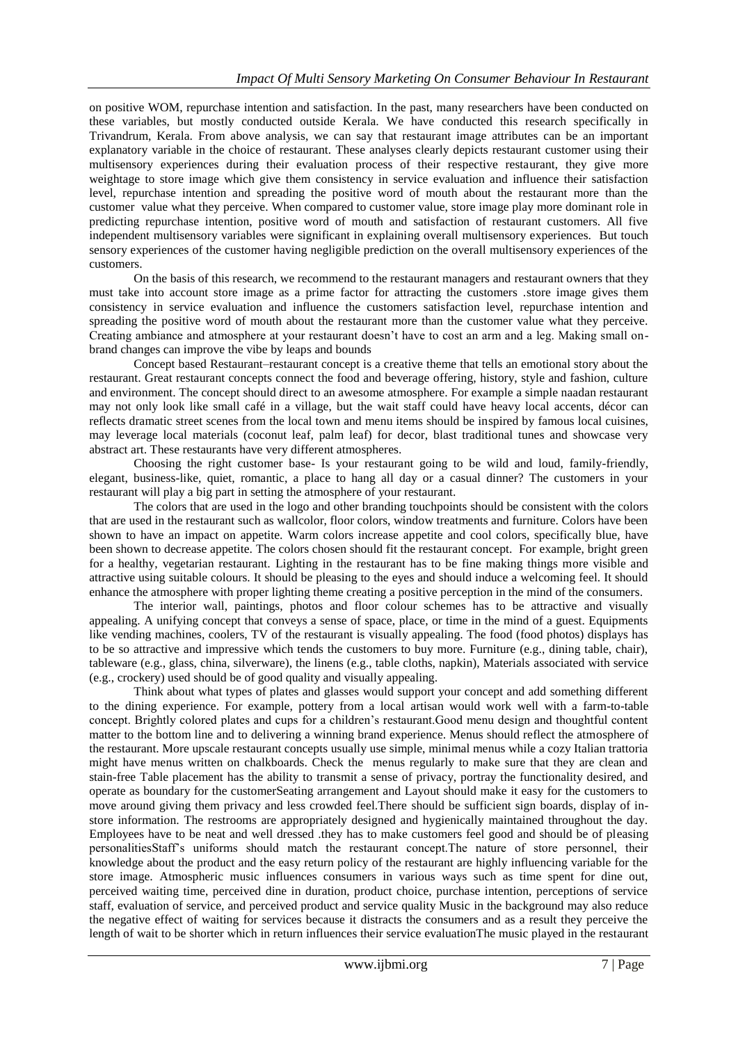on positive WOM, repurchase intention and satisfaction. In the past, many researchers have been conducted on these variables, but mostly conducted outside Kerala. We have conducted this research specifically in Trivandrum, Kerala. From above analysis, we can say that restaurant image attributes can be an important explanatory variable in the choice of restaurant. These analyses clearly depicts restaurant customer using their multisensory experiences during their evaluation process of their respective restaurant, they give more weightage to store image which give them consistency in service evaluation and influence their satisfaction level, repurchase intention and spreading the positive word of mouth about the restaurant more than the customer value what they perceive. When compared to customer value, store image play more dominant role in predicting repurchase intention, positive word of mouth and satisfaction of restaurant customers. All five independent multisensory variables were significant in explaining overall multisensory experiences. But touch sensory experiences of the customer having negligible prediction on the overall multisensory experiences of the customers.

On the basis of this research, we recommend to the restaurant managers and restaurant owners that they must take into account store image as a prime factor for attracting the customers .store image gives them consistency in service evaluation and influence the customers satisfaction level, repurchase intention and spreading the positive word of mouth about the restaurant more than the customer value what they perceive. Creating ambiance and atmosphere at your restaurant doesn't have to cost an arm and a leg. Making small on-brand changes can improve the vibe by leaps and bounds

Concept based Restaurant–restaurant concept is a creative theme that tells an emotional story about the restaurant. Great restaurant concepts connect the food and beverage offering, history, style and fashion, culture and environment. The concept should direct to an awesome atmosphere. For example a simple naadan restaurant may not only look like small café in a village, but the wait staff could have heavy local accents, décor can reflects dramatic street scenes from the local town and menu items should be inspired by famous local cuisines, may leverage local materials (coconut leaf, palm leaf) for decor, blast traditional tunes and showcase very abstract art. These restaurants have very different atmospheres.

Choosing the right customer base- Is your restaurant going to be wild and loud, family-friendly, elegant, business-like, quiet, romantic, a place to hang all day or a casual dinner? The customers in your restaurant will play a big part in setting the atmosphere of your restaurant.

The colors that are used in the logo and other branding touchpoints should be consistent with the colors that are used in the restaurant such as wallcolor, floor colors, window treatments and furniture. Colors have been shown to have an impact on appetite. Warm colors increase appetite and cool colors, specifically blue, have been shown to decrease appetite. The colors chosen should fit the restaurant concept. For example, bright green for a healthy, vegetarian restaurant. Lighting in the restaurant has to be fine making things more visible and attractive using suitable colours. It should be pleasing to the eyes and should induce a welcoming feel. It should enhance the atmosphere with proper lighting theme creating a positive perception in the mind of the consumers.

The interior wall, paintings, photos and floor colour schemes has to be attractive and visually appealing. A unifying concept that conveys a sense of space, place, or time in the mind of a guest. Equipments like vending machines, coolers, TV of the restaurant is visually appealing. The food (food photos) displays has to be so attractive and impressive which tends the customers to buy more. Furniture (e.g., dining table, chair), tableware (e.g., glass, china, silverware), the linens (e.g., table cloths, napkin), Materials associated with service (e.g., crockery) used should be of good quality and visually appealing.

Think about what types of plates and glasses would support your concept and add something different to the dining experience. For example, pottery from a local artisan would work well with a farm-to-table concept. Brightly colored plates and cups for a children's restaurant.Good menu design and thoughtful content matter to the bottom line and to delivering a winning brand experience. Menus should reflect the atmosphere of the restaurant. More upscale restaurant concepts usually use simple, minimal menus while a cozy Italian trattoria might have menus written on chalkboards. Check the menus regularly to make sure that they are clean and stain-free Table placement has the ability to transmit a sense of privacy, portray the functionality desired, and operate as boundary for the customerSeating arrangement and Layout should make it easy for the customers to move around giving them privacy and less crowded feel.There should be sufficient sign boards, display of in-store information. The restrooms are appropriately designed and hygienically maintained throughout the day. Employees have to be neat and well dressed .they has to make customers feel good and should be of pleasing personalitiesStaff's uniforms should match the restaurant concept.The nature of store personnel, their knowledge about the product and the easy return policy of the restaurant are highly influencing variable for the store image. Atmospheric music influences consumers in various ways such as time spent for dine out, perceived waiting time, perceived dine in duration, product choice, purchase intention, perceptions of service staff, evaluation of service, and perceived product and service quality Music in the background may also reduce the negative effect of waiting for services because it distracts the consumers and as a result they perceive the length of wait to be shorter which in return influences their service evaluationThe music played in the restaurant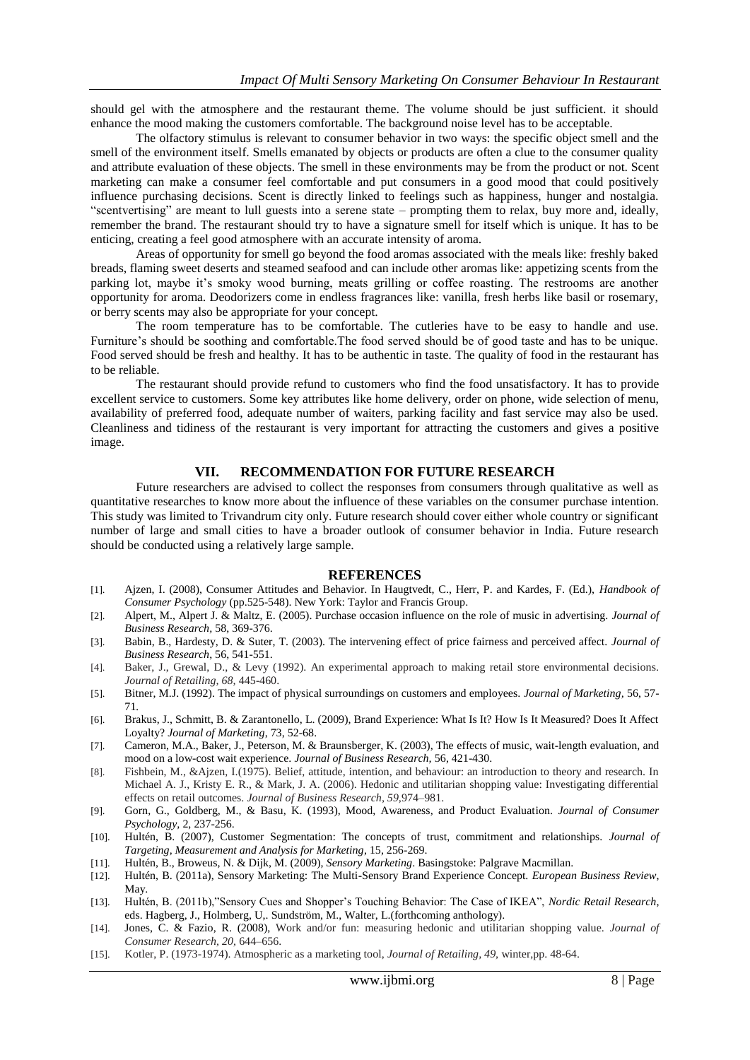should gel with the atmosphere and the restaurant theme. The volume should be just sufficient. it should enhance the mood making the customers comfortable. The background noise level has to be acceptable.

The olfactory stimulus is relevant to consumer behavior in two ways: the specific object smell and the smell of the environment itself. Smells emanated by objects or products are often a clue to the consumer quality and attribute evaluation of these objects. The smell in these environments may be from the product or not. Scent marketing can make a consumer feel comfortable and put consumers in a good mood that could positively influence purchasing decisions. Scent is directly linked to feelings such as happiness, hunger and nostalgia. "scentvertising" are meant to lull guests into a serene state – prompting them to relax, buy more and, ideally, remember the brand. The restaurant should try to have a signature smell for itself which is unique. It has to be enticing, creating a feel good atmosphere with an accurate intensity of aroma.

Areas of opportunity for smell go beyond the food aromas associated with the meals like: freshly baked breads, flaming sweet deserts and steamed seafood and can include other aromas like: appetizing scents from the parking lot, maybe it's smoky wood burning, meats grilling or coffee roasting. The restrooms are another opportunity for aroma. Deodorizers come in endless fragrances like: vanilla, fresh herbs like basil or rosemary, or berry scents may also be appropriate for your concept.

The room temperature has to be comfortable. The cutleries have to be easy to handle and use. Furniture's should be soothing and comfortable.The food served should be of good taste and has to be unique. Food served should be fresh and healthy. It has to be authentic in taste. The quality of food in the restaurant has to be reliable.

The restaurant should provide refund to customers who find the food unsatisfactory. It has to provide excellent service to customers. Some key attributes like home delivery, order on phone, wide selection of menu, availability of preferred food, adequate number of waiters, parking facility and fast service may also be used. Cleanliness and tidiness of the restaurant is very important for attracting the customers and gives a positive image.

## VII. RECOMMENDATION FOR FUTURE RESEARCH

Future researchers are advised to collect the responses from consumers through qualitative as well as quantitative researches to know more about the influence of these variables on the consumer purchase intention. This study was limited to Trivandrum city only. Future research should cover either whole country or significant number of large and small cities to have a broader outlook of consumer behavior in India. Future research should be conducted using a relatively large sample.

## REFERENCES

[1]. Ajzen, I. (2008), Consumer Attitudes and Behavior. In Haugtvedt, C., Herr, P. and Kardes, F. (Ed.), *Handbook of Consumer Psychology* (pp.525-548). New York: Taylor and Francis Group.

[2]. Alpert, M., Alpert J. & Maltz, E. (2005). Purchase occasion influence on the role of music in advertising. *Journal of Business Research*, 58, 369-376.

[3]. Babin, B., Hardesty, D. & Suter, T. (2003). The intervening effect of price fairness and perceived affect. *Journal of Business Research*, 56, 541-551.

[4]. Baker, J., Grewal, D., & Levy (1992). An experimental approach to making retail store environmental decisions. *Journal of Retailing, 68,* 445-460.

[5]. Bitner, M.J. (1992). The impact of physical surroundings on customers and employees. *Journal of Marketing*, 56, 57-71.

[6]. Brakus, J., Schmitt, B. & Zarantonello, L. (2009), Brand Experience: What Is It? How Is It Measured? Does It Affect Loyalty? *Journal of Marketing*, 73, 52-68.

[7]. Cameron, M.A., Baker, J., Peterson, M. & Braunsberger, K. (2003), The effects of music, wait-length evaluation, and mood on a low-cost wait experience. *Journal of Business Research,* 56, 421-430.

[8]. Fishbein, M., &Ajzen, I.(1975). Belief, attitude, intention, and behaviour: an introduction to theory and research. In Michael A. J., Kristy E. R., & Mark, J. A. (2006). Hedonic and utilitarian shopping value: Investigating differential effects on retail outcomes. *Journal of Business Research, 59,*974–981.

[9]. Gorn, G., Goldberg, M., & Basu, K. (1993), Mood, Awareness, and Product Evaluation. *Journal of Consumer Psychology*, 2, 237-256.

[10]. Hultén, B. (2007), Customer Segmentation: The concepts of trust, commitment and relationships. *Journal of Targeting, Measurement and Analysis for Marketing*, 15, 256-269.

[11]. Hultén, B., Broweus, N. & Dijk, M. (2009), *Sensory Marketing*. Basingstoke: Palgrave Macmillan.

[12]. Hultén, B. (2011a), Sensory Marketing: The Multi-Sensory Brand Experience Concept. *European Business Review*, May.

[13]. Hultén, B. (2011b),"Sensory Cues and Shopper's Touching Behavior: The Case of IKEA", *Nordic Retail Research*, eds. Hagberg, J., Holmberg, U,. Sundström, M., Walter, L.(forthcoming anthology).

[14]. Jones, C. & Fazio, R. (2008), Work and/or fun: measuring hedonic and utilitarian shopping value. *Journal of Consumer Research, 20,* 644–656.

[15]. Kotler, P. (1973-1974). Atmospheric as a marketing tool, *Journal of Retailing, 49,* winter,pp. 48-64.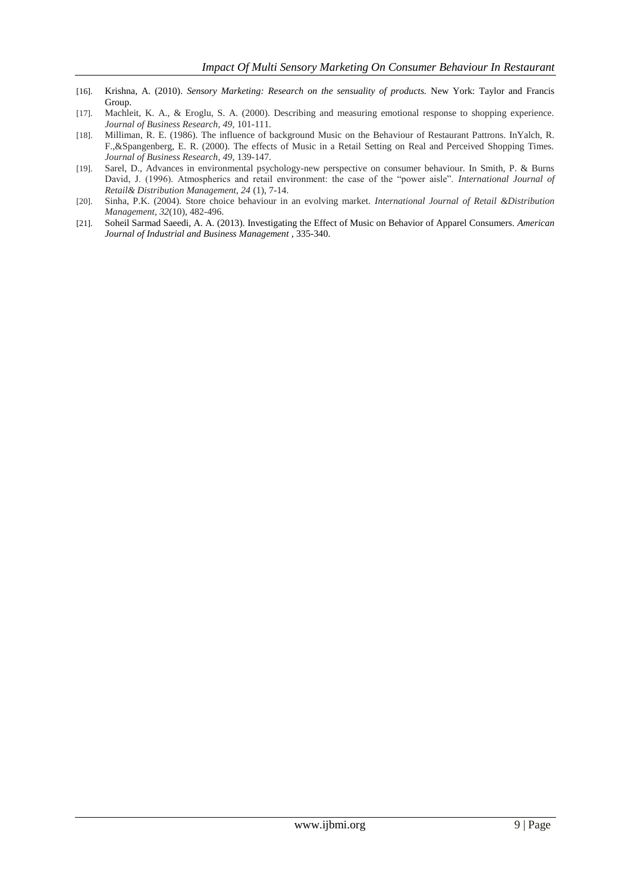[16]. Krishna, A. (2010). *Sensory Marketing: Research on the sensuality of products.* New York: Taylor and Francis Group.

[17]. Machleit, K. A., & Eroglu, S. A. (2000). Describing and measuring emotional response to shopping experience. *Journal of Business Research, 49,* 101-111.

[18]. Milliman, R. E. (1986). The influence of background Music on the Behaviour of Restaurant Pattrons. InYalch, R. F.,&Spangenberg, E. R. (2000). The effects of Music in a Retail Setting on Real and Perceived Shopping Times. *Journal of Business Research, 49,* 139-147.

[19]. Sarel, D., Advances in environmental psychology-new perspective on consumer behaviour. In Smith, P. & Burns David, J. (1996). Atmospherics and retail environment: the case of the "power aisle". *International Journal of Retail& Distribution Management, 24* (1), 7-14.

[20]. Sinha, P.K. (2004). Store choice behaviour in an evolving market. *International Journal of Retail &Distribution Management, 32*(10), 482-496.

[21]. Soheil Sarmad Saeedi, A. A. (2013). Investigating the Effect of Music on Behavior of Apparel Consumers. *American Journal of Industrial and Business Management* , 335-340.